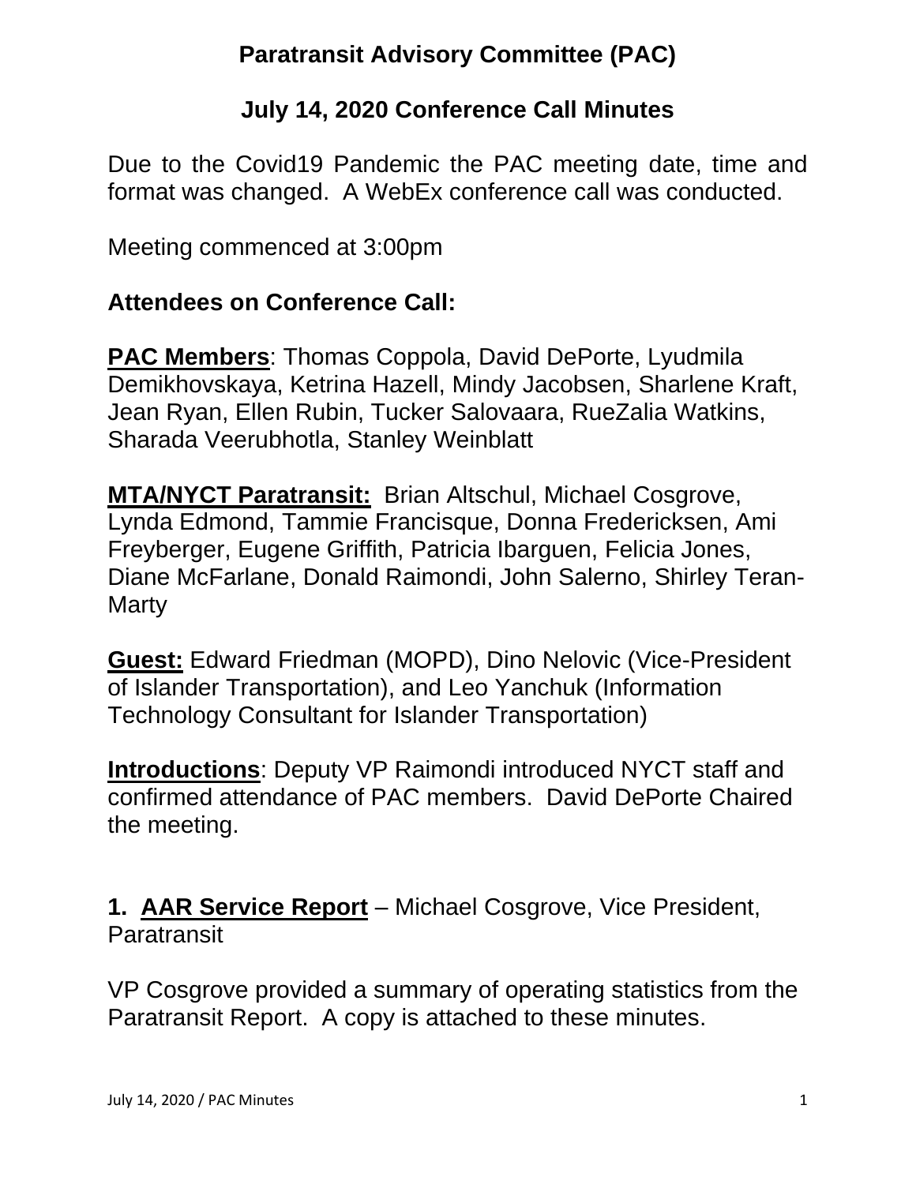# Paratransit Advisory Committee (PAC)

## July 14, 2020 Conference Call Minutes

Due to the Covid19 Pandemic the PAC meeting date, time and format was changed. A WebEx conference call was conducted.

Meeting commenced at 3:00pm

### Attendees on Conference Call:

**PAC Members**: Thomas Coppola, David DePorte, Lyudmila Demikhovskaya, Ketrina Hazell, Mindy Jacobsen, Sharlene Kraft, Jean Ryan, Ellen Rubin, Tucker Salovaara, RueZalia Watkins, Sharada Veerubhotla, Stanley Weinblatt

**MTA/NYCT Paratransit:** Brian Altschul, Michael Cosgrove, Lynda Edmond, Tammie Francisque, Donna Fredericksen, Ami Freyberger, Eugene Griffith, Patricia Ibarguen, Felicia Jones, Diane McFarlane, Donald Raimondi, John Salerno, Shirley Teran-Marty

**Guest:** Edward Friedman (MOPD), Dino Nelovic (Vice-President of Islander Transportation), and Leo Yanchuk (Information Technology Consultant for Islander Transportation)

**Introductions**: Deputy VP Raimondi introduced NYCT staff and confirmed attendance of PAC members. David DePorte Chaired the meeting.

**1. AAR Service Report** – Michael Cosgrove, Vice President, Paratransit

VP Cosgrove provided a summary of operating statistics from the Paratransit Report. A copy is attached to these minutes.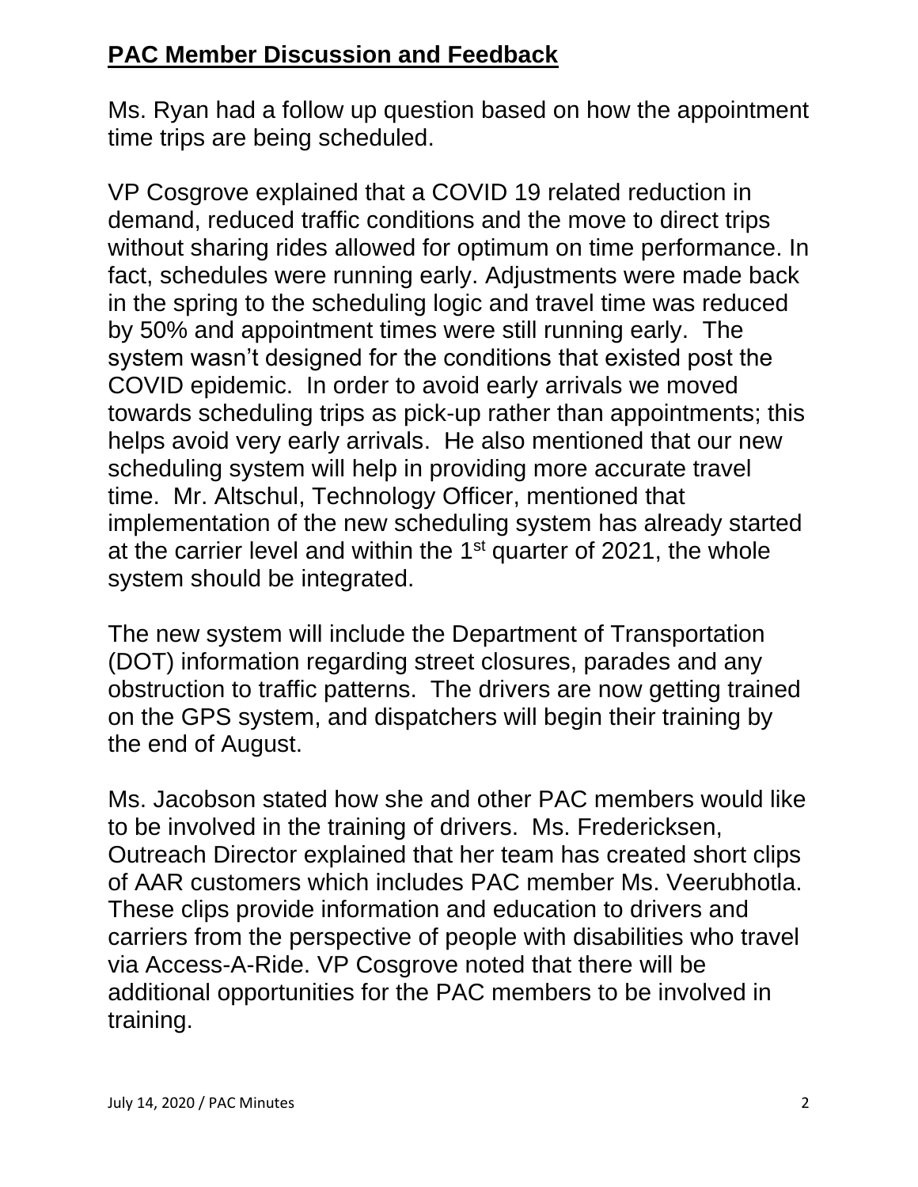## **PAC Member Discussion and Feedback**

Ms. Ryan had a follow up question based on how the appointment time trips are being scheduled.

VP Cosgrove explained that a COVID 19 related reduction in demand, reduced traffic conditions and the move to direct trips without sharing rides allowed for optimum on time performance. In fact, schedules were running early. Adjustments were made back in the spring to the scheduling logic and travel time was reduced by 50% and appointment times were still running early. The system wasn't designed for the conditions that existed post the COVID epidemic. In order to avoid early arrivals we moved towards scheduling trips as pick-up rather than appointments; this helps avoid very early arrivals. He also mentioned that our new scheduling system will help in providing more accurate travel time. Mr. Altschul, Technology Officer, mentioned that implementation of the new scheduling system has already started at the carrier level and within the 1st quarter of 2021, the whole system should be integrated.

The new system will include the Department of Transportation (DOT) information regarding street closures, parades and any obstruction to traffic patterns. The drivers are now getting trained on the GPS system, and dispatchers will begin their training by the end of August.

Ms. Jacobson stated how she and other PAC members would like to be involved in the training of drivers. Ms. Fredericksen, Outreach Director explained that her team has created short clips of AAR customers which includes PAC member Ms. Veerubhotla. These clips provide information and education to drivers and carriers from the perspective of people with disabilities who travel via Access-A-Ride. VP Cosgrove noted that there will be additional opportunities for the PAC members to be involved in training.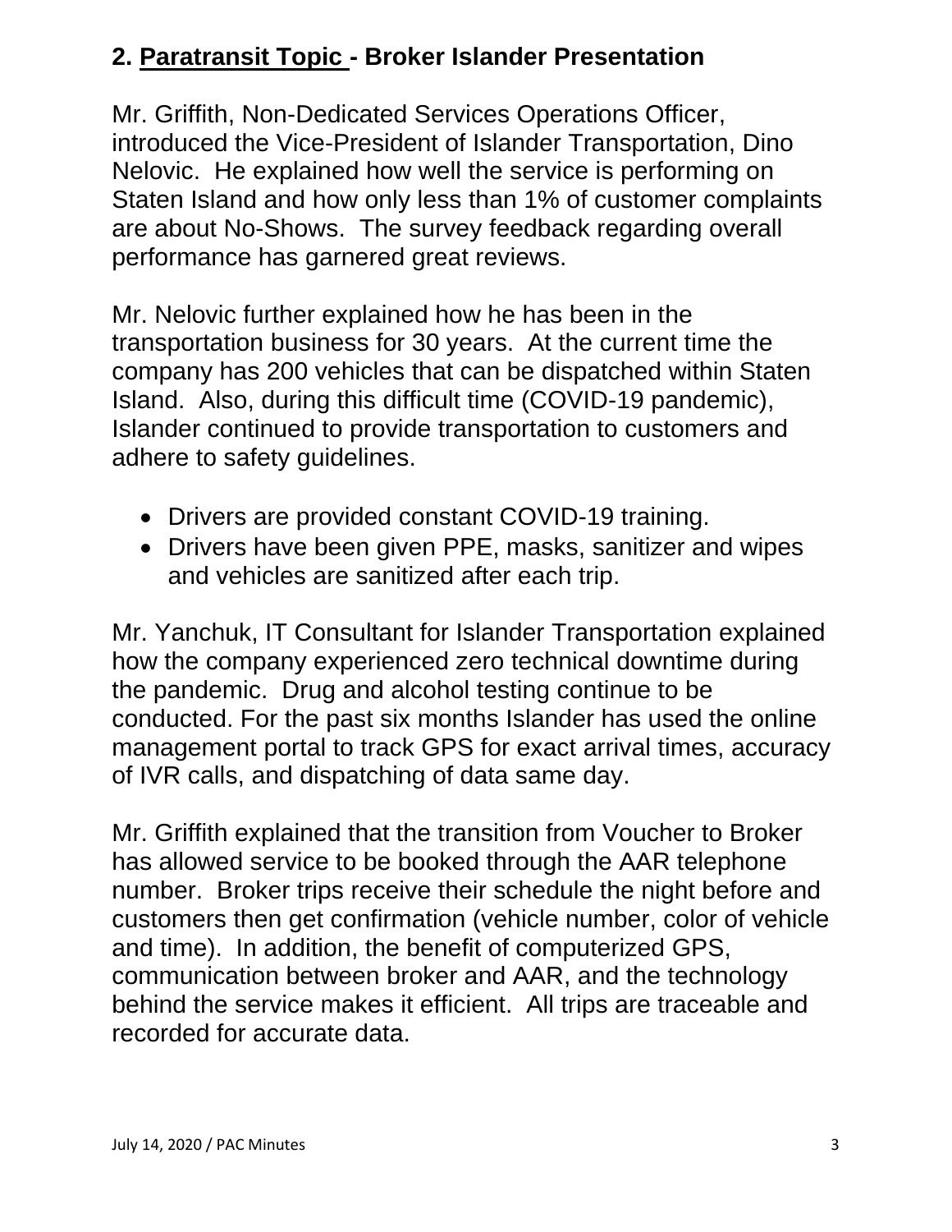## 2. Paratransit Topic - Broker Islander Presentation

Mr. Griffith, Non-Dedicated Services Operations Officer, introduced the Vice-President of Islander Transportation, Dino Nelovic. He explained how well the service is performing on Staten Island and how only less than 1% of customer complaints are about No-Shows. The survey feedback regarding overall performance has garnered great reviews.

Mr. Nelovic further explained how he has been in the transportation business for 30 years. At the current time the company has 200 vehicles that can be dispatched within Staten Island. Also, during this difficult time (COVID-19 pandemic), Islander continued to provide transportation to customers and adhere to safety guidelines.

- Drivers are provided constant COVID-19 training.
- Drivers have been given PPE, masks, sanitizer and wipes and vehicles are sanitized after each trip.

Mr. Yanchuk, IT Consultant for Islander Transportation explained how the company experienced zero technical downtime during the pandemic. Drug and alcohol testing continue to be conducted. For the past six months Islander has used the online management portal to track GPS for exact arrival times, accuracy of IVR calls, and dispatching of data same day.

Mr. Griffith explained that the transition from Voucher to Broker has allowed service to be booked through the AAR telephone number. Broker trips receive their schedule the night before and customers then get confirmation (vehicle number, color of vehicle and time). In addition, the benefit of computerized GPS, communication between broker and AAR, and the technology behind the service makes it efficient. All trips are traceable and recorded for accurate data.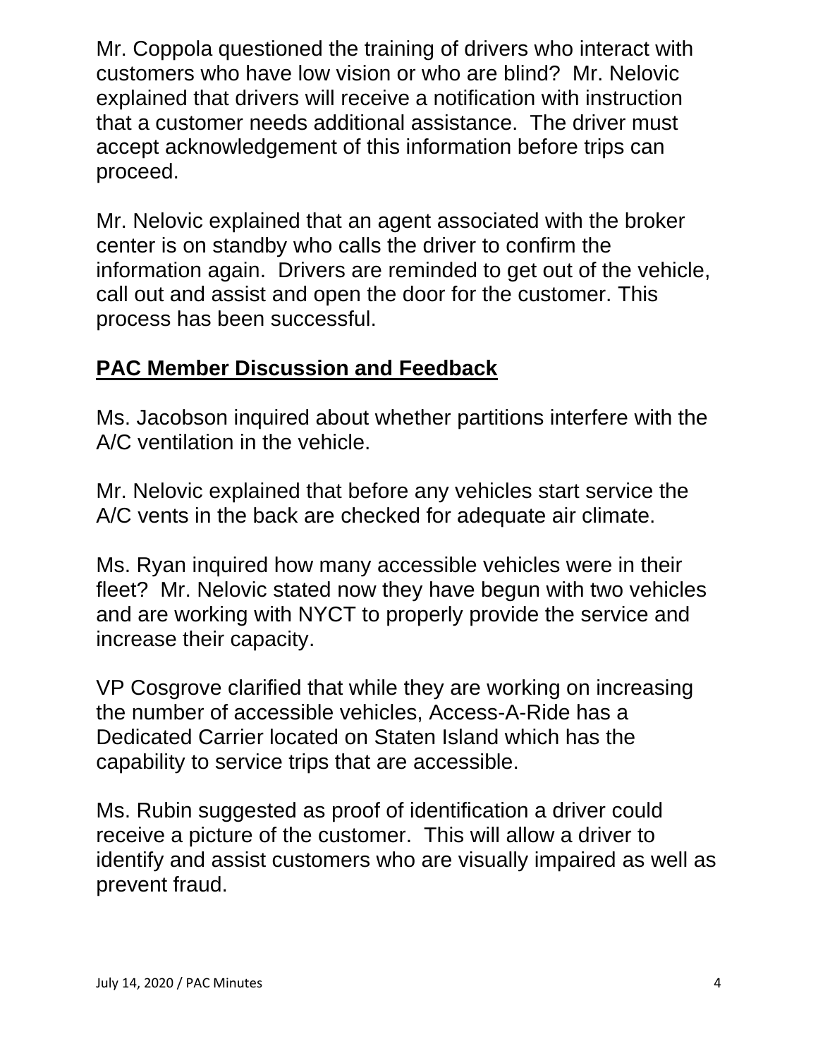Mr. Coppola questioned the training of drivers who interact with customers who have low vision or who are blind? Mr. Nelovic explained that drivers will receive a notification with instruction that a customer needs additional assistance. The driver must accept acknowledgement of this information before trips can proceed.

Mr. Nelovic explained that an agent associated with the broker center is on standby who calls the driver to confirm the information again. Drivers are reminded to get out of the vehicle, call out and assist and open the door for the customer. This process has been successful.

## PAC Member Discussion and Feedback

Ms. Jacobson inquired about whether partitions interfere with the A/C ventilation in the vehicle.

Mr. Nelovic explained that before any vehicles start service the A/C vents in the back are checked for adequate air climate.

Ms. Ryan inquired how many accessible vehicles were in their fleet? Mr. Nelovic stated now they have begun with two vehicles and are working with NYCT to properly provide the service and increase their capacity.

VP Cosgrove clarified that while they are working on increasing the number of accessible vehicles, Access-A-Ride has a Dedicated Carrier located on Staten Island which has the capability to service trips that are accessible.

Ms. Rubin suggested as proof of identification a driver could receive a picture of the customer. This will allow a driver to identify and assist customers who are visually impaired as well as prevent fraud.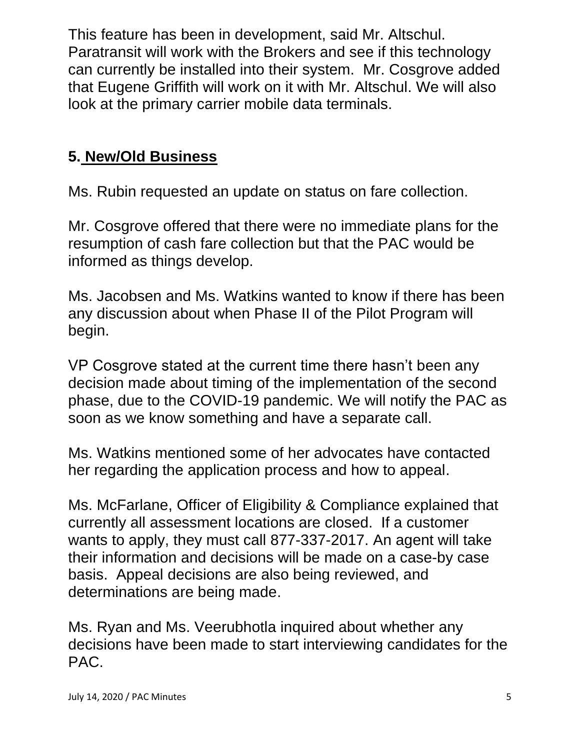This feature has been in development, said Mr. Altschul. Paratransit will work with the Brokers and see if this technology can currently be installed into their system. Mr. Cosgrove added that Eugene Griffith will work on it with Mr. Altschul. We will also look at the primary carrier mobile data terminals.

## 5. New/Old Business

Ms. Rubin requested an update on status on fare collection.

Mr. Cosgrove offered that there were no immediate plans for the resumption of cash fare collection but that the PAC would be informed as things develop.

Ms. Jacobsen and Ms. Watkins wanted to know if there has been any discussion about when Phase II of the Pilot Program will begin.

VP Cosgrove stated at the current time there hasn't been any decision made about timing of the implementation of the second phase, due to the COVID-19 pandemic. We will notify the PAC as soon as we know something and have a separate call.

Ms. Watkins mentioned some of her advocates have contacted her regarding the application process and how to appeal.

Ms. McFarlane, Officer of Eligibility & Compliance explained that currently all assessment locations are closed. If a customer wants to apply, they must call 877-337-2017. An agent will take their information and decisions will be made on a case-by case basis. Appeal decisions are also being reviewed, and determinations are being made.

Ms. Ryan and Ms. Veerubhotla inquired about whether any decisions have been made to start interviewing candidates for the PAC.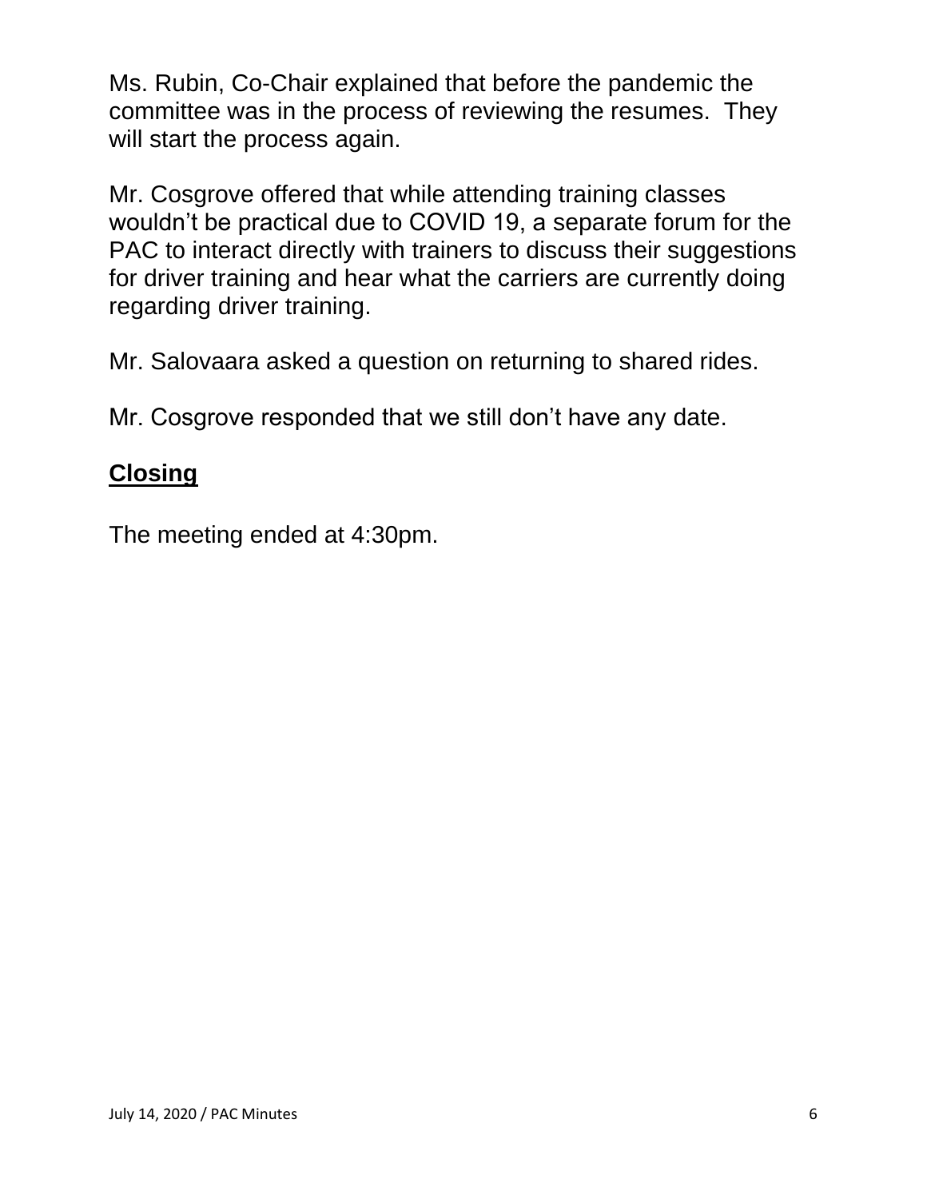Ms. Rubin, Co-Chair explained that before the pandemic the committee was in the process of reviewing the resumes. They will start the process again.

Mr. Cosgrove offered that while attending training classes wouldn't be practical due to COVID 19, a separate forum for the PAC to interact directly with trainers to discuss their suggestions for driver training and hear what the carriers are currently doing regarding driver training.

Mr. Salovaara asked a question on returning to shared rides.

Mr. Cosgrove responded that we still don't have any date.

## Closing

The meeting ended at 4:30pm.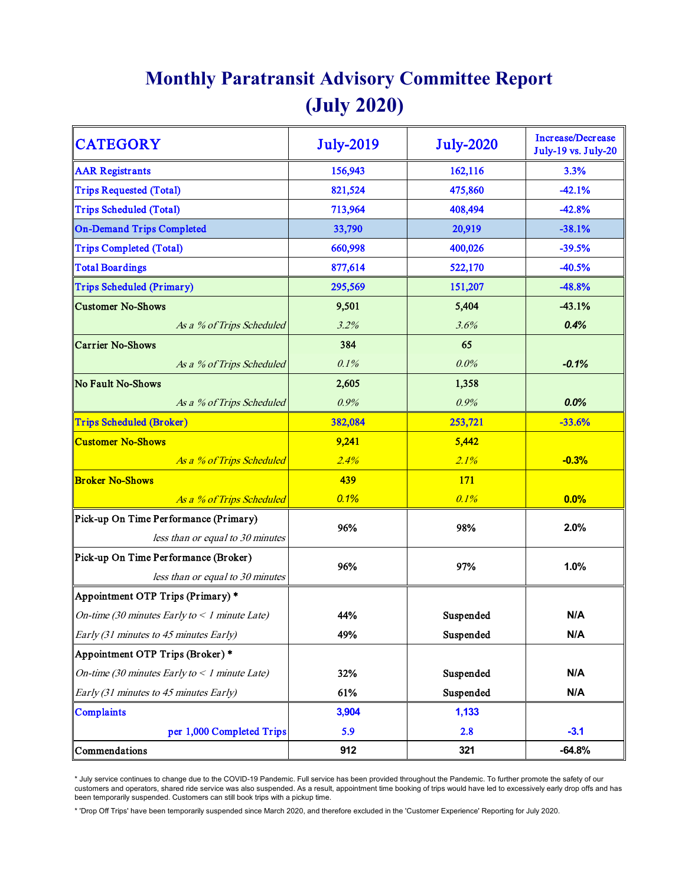# Monthly Paratransit Advisory Committee Report
# (July 2020)

| CATEGORY | July-2019 | July-2020 | Increase/Decrease July-19 vs. July-20 |
|---|---|---|---|
| AAR Registrants | 156,943 | 162,116 | 3.3% |
| Trips Requested (Total) | 821,524 | 475,860 | -42.1% |
| Trips Scheduled (Total) | 713,964 | 408,494 | -42.8% |
| On-Demand Trips Completed | 33,790 | 20,919 | -38.1% |
| Trips Completed (Total) | 660,998 | 400,026 | -39.5% |
| Total Boardings | 877,614 | 522,170 | -40.5% |
| Trips Scheduled (Primary) | 295,569 | 151,207 | -48.8% |
| Customer No-Shows | 9,501 | 5,404 | -43.1% |
| *As a % of Trips Scheduled* | *3.2%* | *3.6%* | ***0.4%*** |
| Carrier No-Shows | 384 | 65 | |
| *As a % of Trips Scheduled* | *0.1%* | *0.0%* | ***-0.1%*** |
| No Fault No-Shows | 2,605 | 1,358 | |
| *As a % of Trips Scheduled* | *0.9%* | *0.9%* | ***0.0%*** |
| Trips Scheduled (Broker) | 382,084 | 253,721 | -33.6% |
| Customer No-Shows | 9,241 | 5,442 | |
| *As a % of Trips Scheduled* | *2.4%* | *2.1%* | **-0.3%** |
| Broker No-Shows | 439 | 171 | |
| *As a % of Trips Scheduled* | *0.1%* | *0.1%* | **0.0%** |
| Pick-up On Time Performance (Primary) *less than or equal to 30 minutes* | 96% | 98% | 2.0% |
| Pick-up On Time Performance (Broker) *less than or equal to 30 minutes* | 96% | 97% | 1.0% |
| Appointment OTP Trips (Primary) * | | | |
| *On-time (30 minutes Early to < 1 minute Late)* | 44% | Suspended | N/A |
| *Early (31 minutes to 45 minutes Early)* | 49% | Suspended | N/A |
| Appointment OTP Trips (Broker) * | | | |
| *On-time (30 minutes Early to < 1 minute Late)* | 32% | Suspended | N/A |
| *Early (31 minutes to 45 minutes Early)* | 61% | Suspended | N/A |
| Complaints | 3,904 | 1,133 | |
| per 1,000 Completed Trips | 5.9 | 2.8 | -3.1 |
| Commendations | 912 | 321 | -64.8% |

\* July service continues to change due to the COVID-19 Pandemic. Full service has been provided throughout the Pandemic. To further promote the safety of our customers and operators, shared ride service was also suspended. As a result, appointment time booking of trips would have led to excessively early drop offs and has been temporarily suspended. Customers can still book trips with a pickup time.

\* 'Drop Off Trips' have been temporarily suspended since March 2020, and therefore excluded in the 'Customer Experience' Reporting for July 2020.